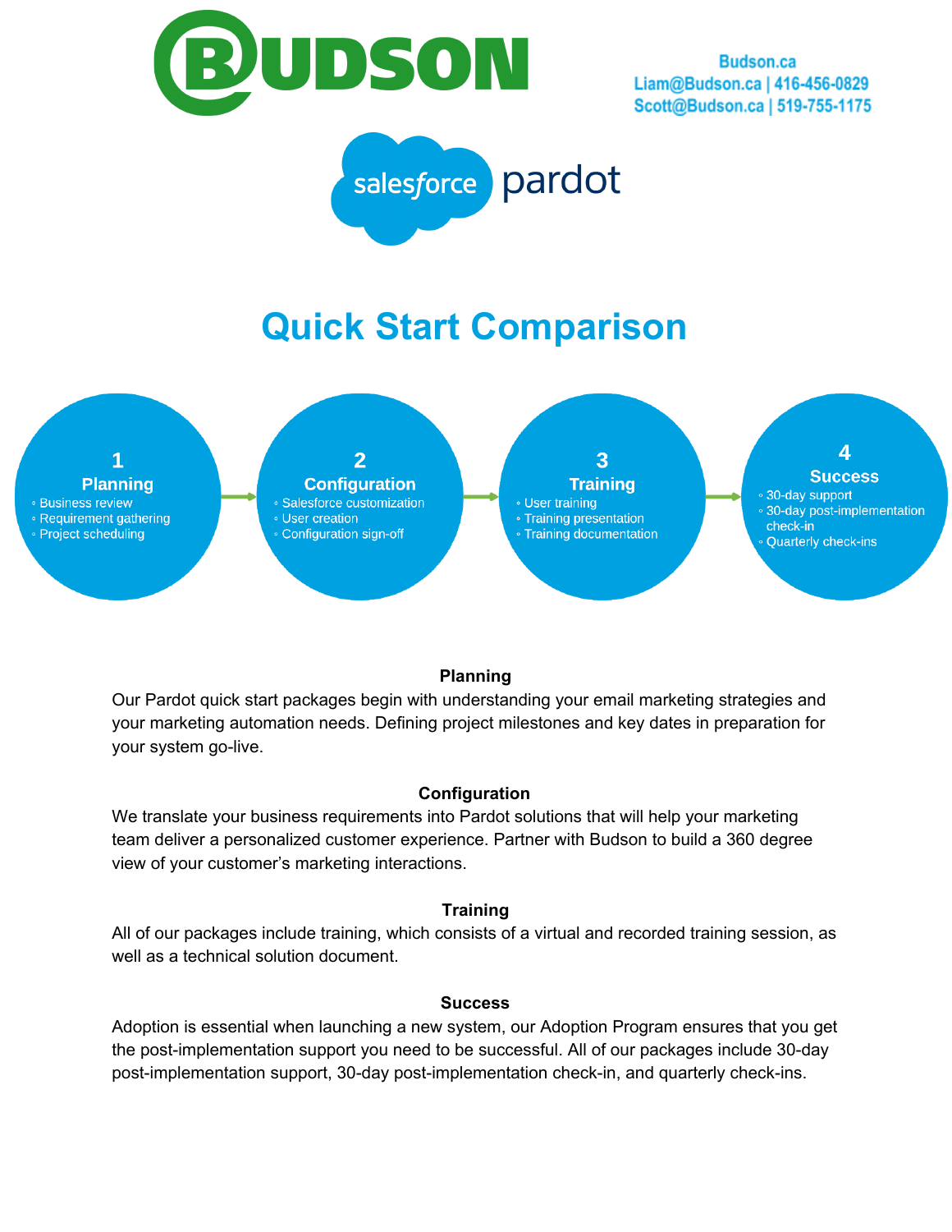Budson.ca
Liam@Budson.ca | 416-456-0829
Scott@Budson.ca | 519-755-1175

# Quick Start Comparison

**1 Planning**
- Business review
- Requirement gathering
- Project scheduling

**2 Configuration**
- Salesforce customization
- User creation
- Configuration sign-off

**3 Training**
- User training
- Training presentation
- Training documentation

**4 Success**
- 30-day support
- 30-day post-implementation check-in
- Quarterly check-ins

### Planning

Our Pardot quick start packages begin with understanding your email marketing strategies and your marketing automation needs. Defining project milestones and key dates in preparation for your system go-live.

### Configuration

We translate your business requirements into Pardot solutions that will help your marketing team deliver a personalized customer experience. Partner with Budson to build a 360 degree view of your customer's marketing interactions.

### Training

All of our packages include training, which consists of a virtual and recorded training session, as well as a technical solution document.

### Success

Adoption is essential when launching a new system, our Adoption Program ensures that you get the post-implementation support you need to be successful. All of our packages include 30-day post-implementation support, 30-day post-implementation check-in, and quarterly check-ins.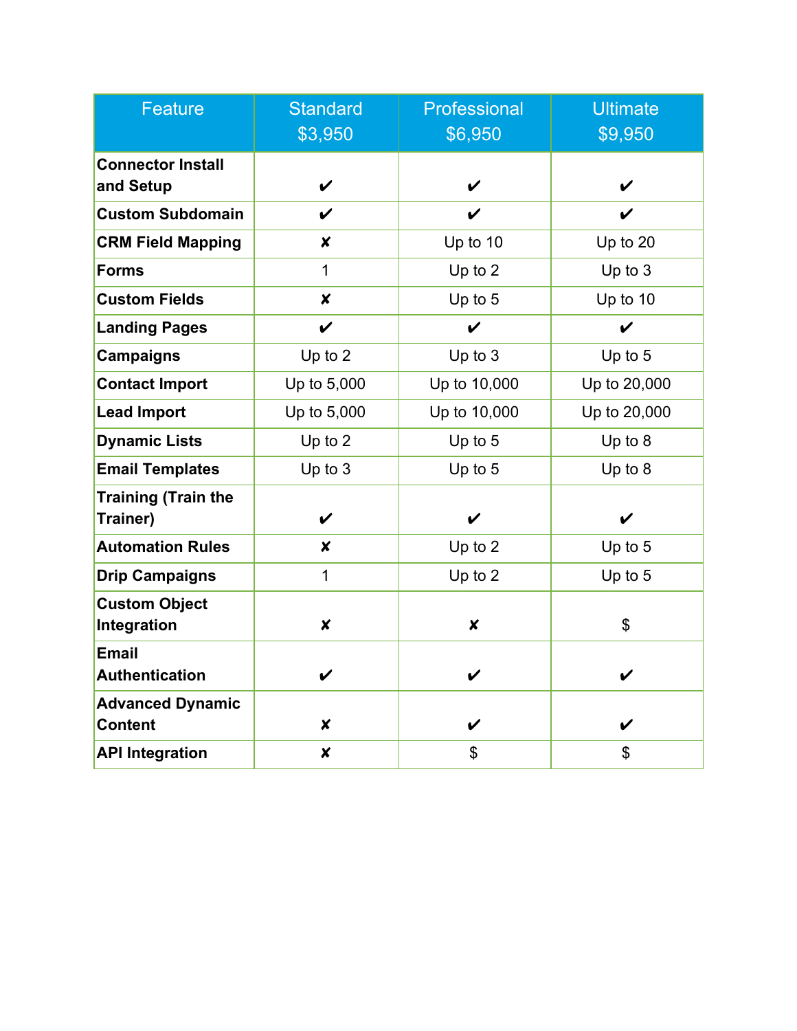| Feature | Standard $3,950 | Professional $6,950 | Ultimate $9,950 |
|---|---|---|---|
| **Connector Install and Setup** | ✔ | ✔ | ✔ |
| **Custom Subdomain** | ✔ | ✔ | ✔ |
| **CRM Field Mapping** | ✘ | Up to 10 | Up to 20 |
| **Forms** | 1 | Up to 2 | Up to 3 |
| **Custom Fields** | ✘ | Up to 5 | Up to 10 |
| **Landing Pages** | ✔ | ✔ | ✔ |
| **Campaigns** | Up to 2 | Up to 3 | Up to 5 |
| **Contact Import** | Up to 5,000 | Up to 10,000 | Up to 20,000 |
| **Lead Import** | Up to 5,000 | Up to 10,000 | Up to 20,000 |
| **Dynamic Lists** | Up to 2 | Up to 5 | Up to 8 |
| **Email Templates** | Up to 3 | Up to 5 | Up to 8 |
| **Training (Train the Trainer)** | ✔ | ✔ | ✔ |
| **Automation Rules** | ✘ | Up to 2 | Up to 5 |
| **Drip Campaigns** | 1 | Up to 2 | Up to 5 |
| **Custom Object Integration** | ✘ | ✘ | $ |
| **Email Authentication** | ✔ | ✔ | ✔ |
| **Advanced Dynamic Content** | ✘ | ✔ | ✔ |
| **API Integration** | ✘ | $ | $ |